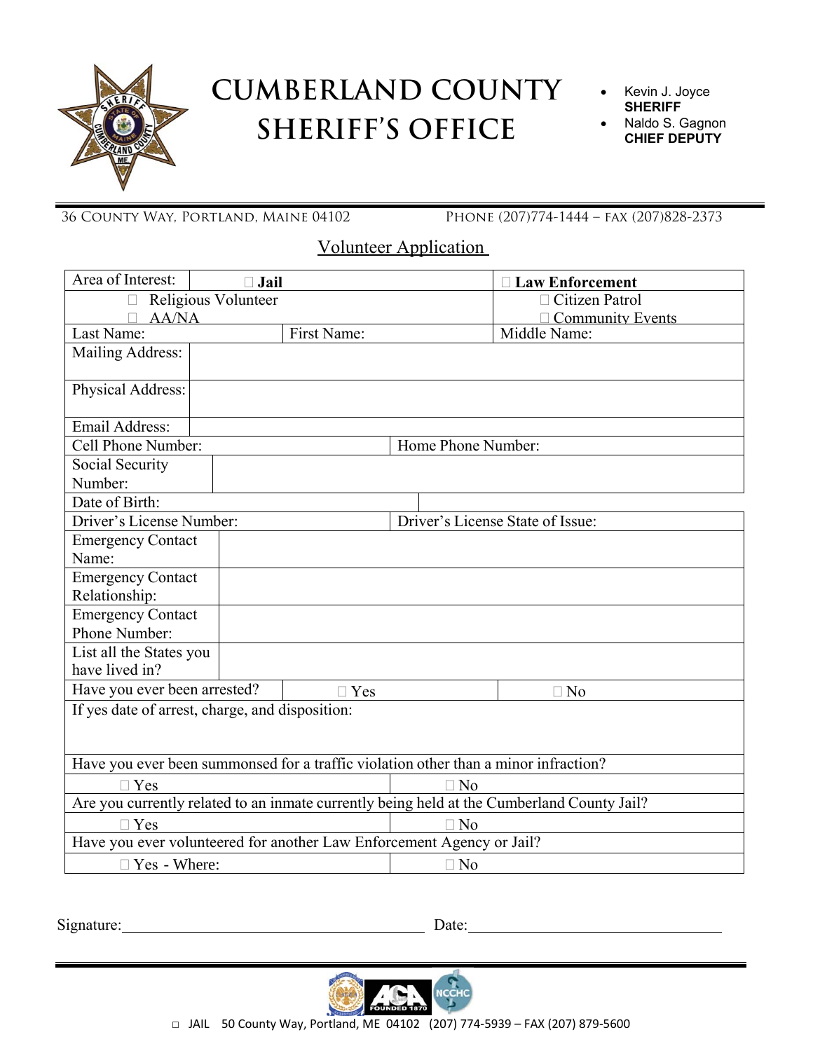# CUMBERLAND COUNTY SHERIFF'S OFFICE

- Kevin J. Joyce **SHERIFF**
- Naldo S. Gagnon **CHIEF DEPUTY**

36 County Way, Portland, Maine 04102 Phone (207)774-1444 – fax (207)828-2373

## Volunteer Application

| Area of Interest: | ☐ **Jail** | ☐ **Law Enforcement** |
|---|---|---|
| ☐ Religious Volunteer ☐ AA/NA | | ☐ Citizen Patrol ☐ Community Events |
| Last Name: | First Name: | Middle Name: |
| Mailing Address: | | |
| Physical Address: | | |
| Email Address: | | |
| Cell Phone Number: | Home Phone Number: | |
| Social Security Number: | | |
| Date of Birth: | | |
| Driver's License Number: | Driver's License State of Issue: | |
| Emergency Contact Name: | | |
| Emergency Contact Relationship: | | |
| Emergency Contact Phone Number: | | |
| List all the States you have lived in? | | |
| Have you ever been arrested? | ☐ Yes | ☐ No |
| If yes date of arrest, charge, and disposition: | | |
| Have you ever been summonsed for a traffic violation other than a minor infraction? | | |
| ☐ Yes | ☐ No | |
| Are you currently related to an inmate currently being held at the Cumberland County Jail? | | |
| ☐ Yes | ☐ No | |
| Have you ever volunteered for another Law Enforcement Agency or Jail? | | |
| ☐ Yes - Where: | ☐ No | |

Signature:_______________________________________ Date:________________________________

☐ JAIL 50 County Way, Portland, ME 04102 (207) 774-5939 – FAX (207) 879-5600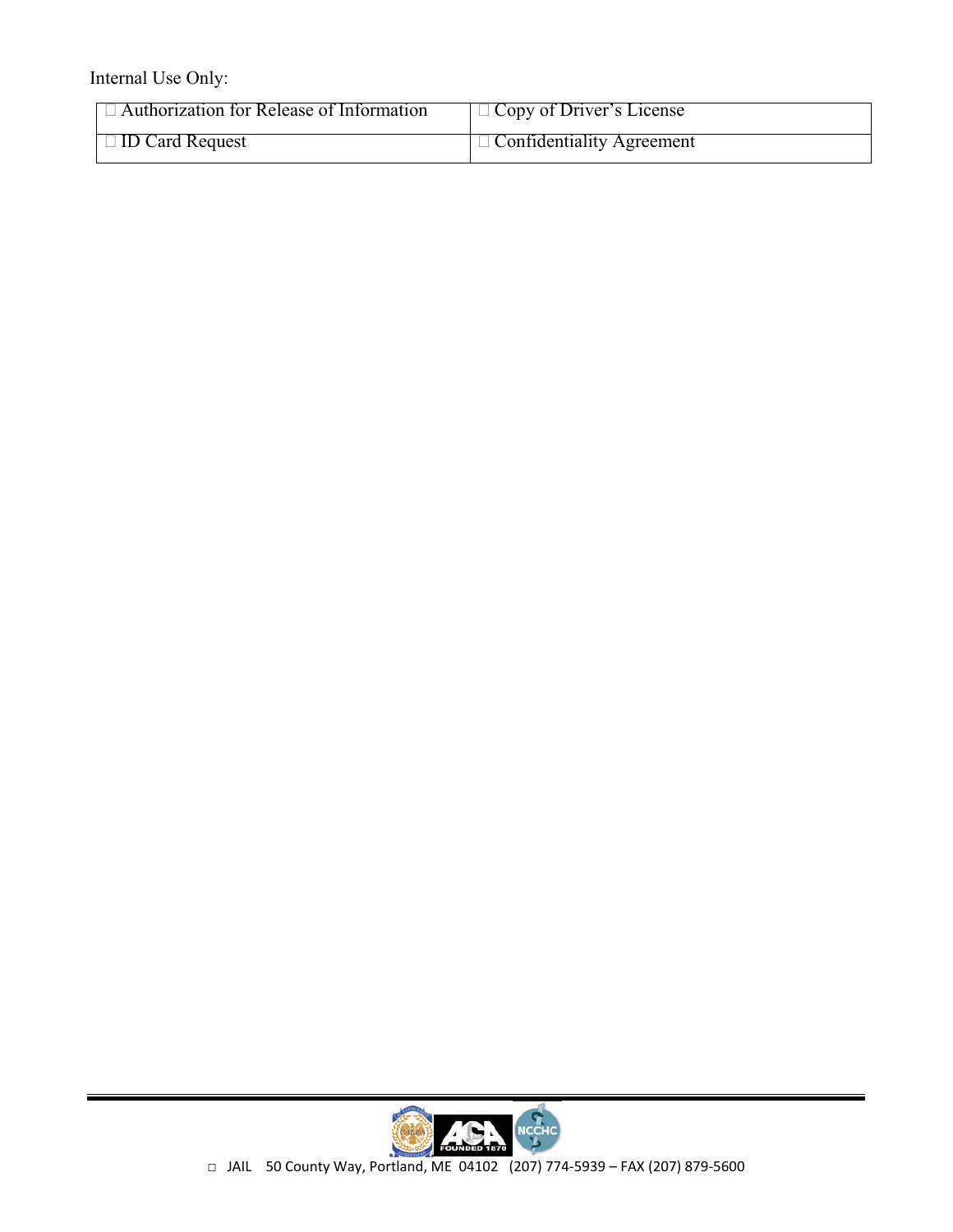Internal Use Only:

| | |
|---|---|
| ☐ Authorization for Release of Information | ☐ Copy of Driver's License |
| ☐ ID Card Request | ☐ Confidentiality Agreement |